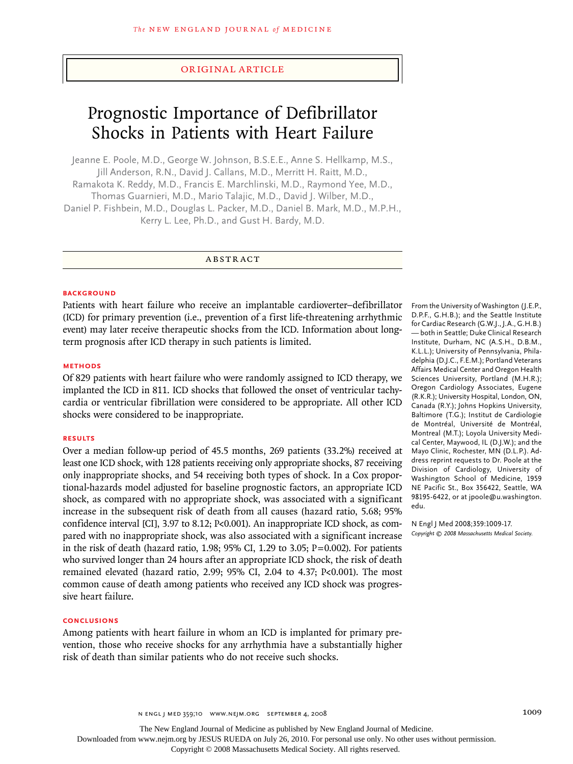ORIGINAL ARTICLE

# Prognostic Importance of Defibrillator Shocks in Patients with Heart Failure

Jeanne E. Poole, M.D., George W. Johnson, B.S.E.E., Anne S. Hellkamp, M.S., Jill Anderson, R.N., David J. Callans, M.D., Merritt H. Raitt, M.D., Ramakota K. Reddy, M.D., Francis E. Marchlinski, M.D., Raymond Yee, M.D., Thomas Guarnieri, M.D., Mario Talajic, M.D., David J. Wilber, M.D., Daniel P. Fishbein, M.D., Douglas L. Packer, M.D., Daniel B. Mark, M.D., M.P.H., Kerry L. Lee, Ph.D., and Gust H. Bardy, M.D.

## ABSTRACT

### BACKGROUND

Patients with heart failure who receive an implantable cardioverter–defibrillator (ICD) for primary prevention (i.e., prevention of a first life-threatening arrhythmic event) may later receive therapeutic shocks from the ICD. Information about long-term prognosis after ICD therapy in such patients is limited.

### METHODS

Of 829 patients with heart failure who were randomly assigned to ICD therapy, we implanted the ICD in 811. ICD shocks that followed the onset of ventricular tachycardia or ventricular fibrillation were considered to be appropriate. All other ICD shocks were considered to be inappropriate.

### RESULTS

Over a median follow-up period of 45.5 months, 269 patients (33.2%) received at least one ICD shock, with 128 patients receiving only appropriate shocks, 87 receiving only inappropriate shocks, and 54 receiving both types of shock. In a Cox proportional-hazards model adjusted for baseline prognostic factors, an appropriate ICD shock, as compared with no appropriate shock, was associated with a significant increase in the subsequent risk of death from all causes (hazard ratio, 5.68; 95% confidence interval [CI], 3.97 to 8.12; P<0.001). An inappropriate ICD shock, as compared with no inappropriate shock, was also associated with a significant increase in the risk of death (hazard ratio, 1.98; 95% CI, 1.29 to 3.05; P=0.002). For patients who survived longer than 24 hours after an appropriate ICD shock, the risk of death remained elevated (hazard ratio, 2.99; 95% CI, 2.04 to 4.37; P<0.001). The most common cause of death among patients who received any ICD shock was progressive heart failure.

### CONCLUSIONS

Among patients with heart failure in whom an ICD is implanted for primary prevention, those who receive shocks for any arrhythmia have a substantially higher risk of death than similar patients who do not receive such shocks.

From the University of Washington (J.E.P., D.P.F., G.H.B.); and the Seattle Institute for Cardiac Research (G.W.J., J.A., G.H.B.) — both in Seattle; Duke Clinical Research Institute, Durham, NC (A.S.H., D.B.M., K.L.L.); University of Pennsylvania, Philadelphia (D.J.C., F.E.M.); Portland Veterans Affairs Medical Center and Oregon Health Sciences University, Portland (M.H.R.); Oregon Cardiology Associates, Eugene (R.K.R.); University Hospital, London, ON, Canada (R.Y.); Johns Hopkins University, Baltimore (T.G.); Institut de Cardiologie de Montréal, Université de Montréal, Montreal (M.T.); Loyola University Medical Center, Maywood, IL (D.J.W.); and the Mayo Clinic, Rochester, MN (D.L.P.). Address reprint requests to Dr. Poole at the Division of Cardiology, University of Washington School of Medicine, 1959 NE Pacific St., Box 356422, Seattle, WA 98195-6422, or at jpoole@u.washington.edu.

N Engl J Med 2008;359:1009-17.
*Copyright © 2008 Massachusetts Medical Society.*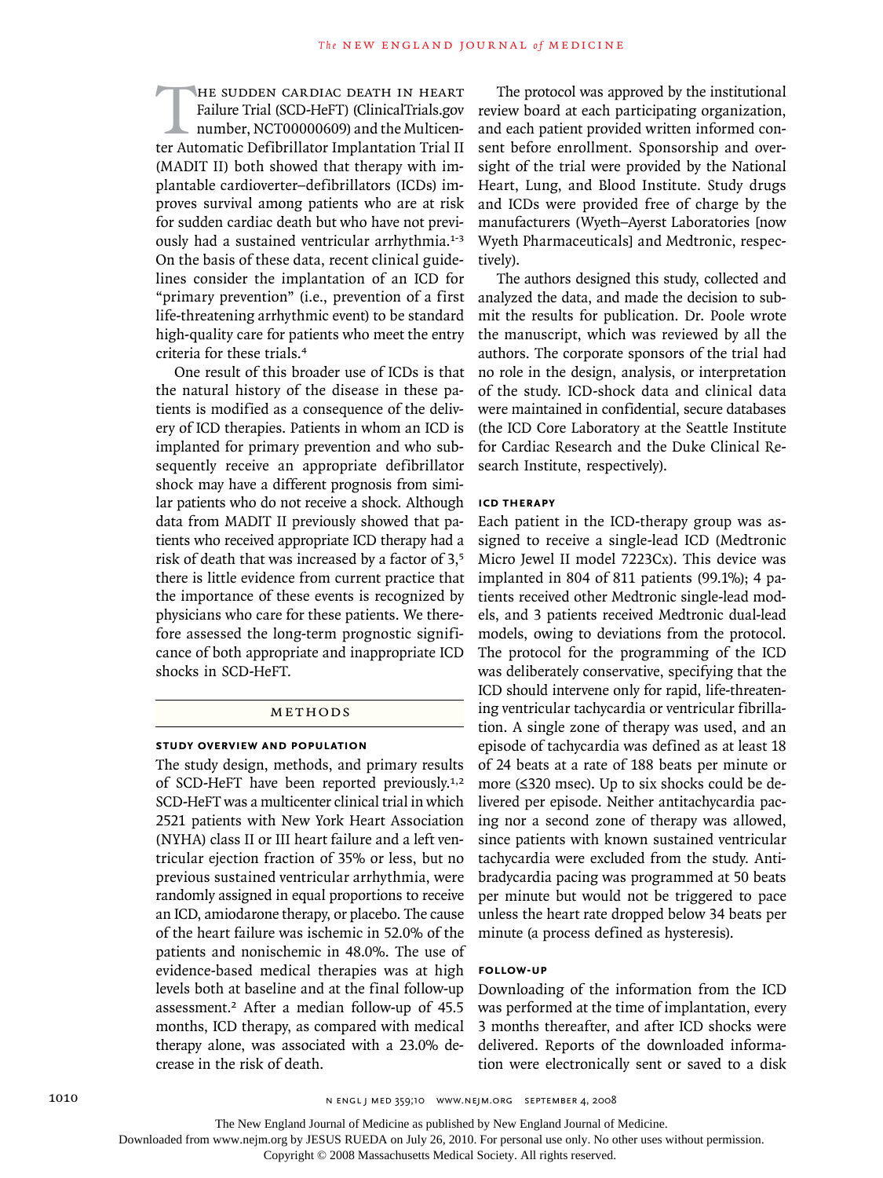The Sudden Cardiac Death in Heart Failure Trial (SCD-HeFT) (ClinicalTrials.gov number, NCT00000609) and the Multicenter Automatic Defibrillator Implantation Trial II (MADIT II) both showed that therapy with implantable cardioverter–defibrillators (ICDs) improves survival among patients who are at risk for sudden cardiac death but who have not previously had a sustained ventricular arrhythmia.[1-3] On the basis of these data, recent clinical guidelines consider the implantation of an ICD for "primary prevention" (i.e., prevention of a first life-threatening arrhythmic event) to be standard high-quality care for patients who meet the entry criteria for these trials.[4]

One result of this broader use of ICDs is that the natural history of the disease in these patients is modified as a consequence of the delivery of ICD therapies. Patients in whom an ICD is implanted for primary prevention and who subsequently receive an appropriate defibrillator shock may have a different prognosis from similar patients who do not receive a shock. Although data from MADIT II previously showed that patients who received appropriate ICD therapy had a risk of death that was increased by a factor of 3,[5] there is little evidence from current practice that the importance of these events is recognized by physicians who care for these patients. We therefore assessed the long-term prognostic significance of both appropriate and inappropriate ICD shocks in SCD-HeFT.

## Methods

### Study Overview and Population

The study design, methods, and primary results of SCD-HeFT have been reported previously.[1,2] SCD-HeFT was a multicenter clinical trial in which 2521 patients with New York Heart Association (NYHA) class II or III heart failure and a left ventricular ejection fraction of 35% or less, but no previous sustained ventricular arrhythmia, were randomly assigned in equal proportions to receive an ICD, amiodarone therapy, or placebo. The cause of the heart failure was ischemic in 52.0% of the patients and nonischemic in 48.0%. The use of evidence-based medical therapies was at high levels both at baseline and at the final follow-up assessment.[2] After a median follow-up of 45.5 months, ICD therapy, as compared with medical therapy alone, was associated with a 23.0% decrease in the risk of death.

The protocol was approved by the institutional review board at each participating organization, and each patient provided written informed consent before enrollment. Sponsorship and oversight of the trial were provided by the National Heart, Lung, and Blood Institute. Study drugs and ICDs were provided free of charge by the manufacturers (Wyeth–Ayerst Laboratories [now Wyeth Pharmaceuticals] and Medtronic, respectively).

The authors designed this study, collected and analyzed the data, and made the decision to submit the results for publication. Dr. Poole wrote the manuscript, which was reviewed by all the authors. The corporate sponsors of the trial had no role in the design, analysis, or interpretation of the study. ICD-shock data and clinical data were maintained in confidential, secure databases (the ICD Core Laboratory at the Seattle Institute for Cardiac Research and the Duke Clinical Research Institute, respectively).

### ICD Therapy

Each patient in the ICD-therapy group was assigned to receive a single-lead ICD (Medtronic Micro Jewel II model 7223Cx). This device was implanted in 804 of 811 patients (99.1%); 4 patients received other Medtronic single-lead models, and 3 patients received Medtronic dual-lead models, owing to deviations from the protocol. The protocol for the programming of the ICD was deliberately conservative, specifying that the ICD should intervene only for rapid, life-threatening ventricular tachycardia or ventricular fibrillation. A single zone of therapy was used, and an episode of tachycardia was defined as at least 18 of 24 beats at a rate of 188 beats per minute or more (≤320 msec). Up to six shocks could be delivered per episode. Neither antitachycardia pacing nor a second zone of therapy was allowed, since patients with known sustained ventricular tachycardia were excluded from the study. Antibradycardia pacing was programmed at 50 beats per minute but would not be triggered to pace unless the heart rate dropped below 34 beats per minute (a process defined as hysteresis).

### Follow-up

Downloading of the information from the ICD was performed at the time of implantation, every 3 months thereafter, and after ICD shocks were delivered. Reports of the downloaded information were electronically sent or saved to a disk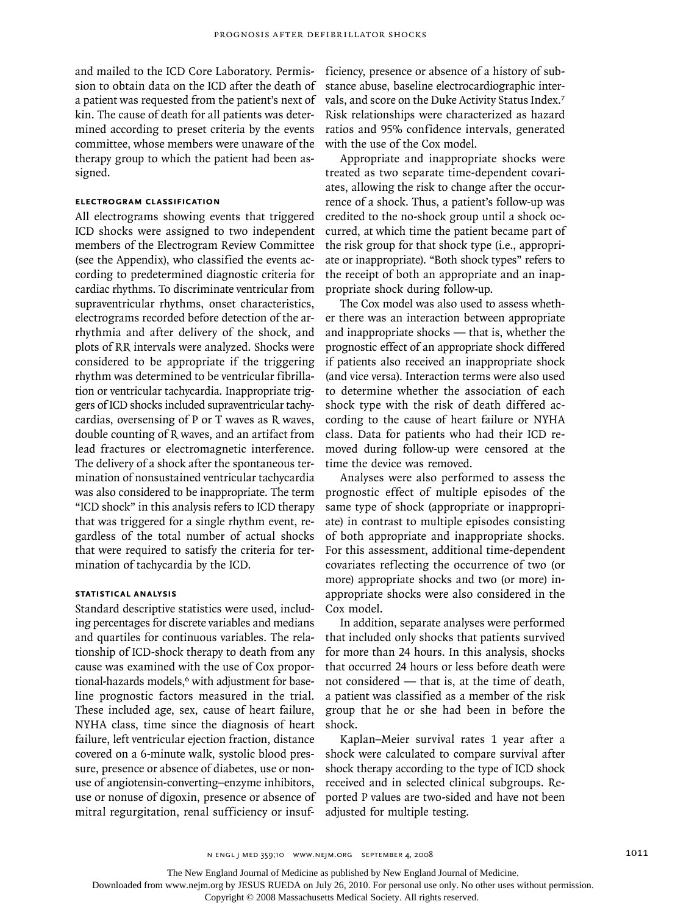and mailed to the ICD Core Laboratory. Permission to obtain data on the ICD after the death of a patient was requested from the patient's next of kin. The cause of death for all patients was determined according to preset criteria by the events committee, whose members were unaware of the therapy group to which the patient had been assigned.

### Electrogram Classification

All electrograms showing events that triggered ICD shocks were assigned to two independent members of the Electrogram Review Committee (see the Appendix), who classified the events according to predetermined diagnostic criteria for cardiac rhythms. To discriminate ventricular from supraventricular rhythms, onset characteristics, electrograms recorded before detection of the arrhythmia and after delivery of the shock, and plots of RR intervals were analyzed. Shocks were considered to be appropriate if the triggering rhythm was determined to be ventricular fibrillation or ventricular tachycardia. Inappropriate triggers of ICD shocks included supraventricular tachycardias, oversensing of P or T waves as R waves, double counting of R waves, and an artifact from lead fractures or electromagnetic interference. The delivery of a shock after the spontaneous termination of nonsustained ventricular tachycardia was also considered to be inappropriate. The term "ICD shock" in this analysis refers to ICD therapy that was triggered for a single rhythm event, regardless of the total number of actual shocks that were required to satisfy the criteria for termination of tachycardia by the ICD.

### Statistical Analysis

Standard descriptive statistics were used, including percentages for discrete variables and medians and quartiles for continuous variables. The relationship of ICD-shock therapy to death from any cause was examined with the use of Cox proportional-hazards models,[6] with adjustment for baseline prognostic factors measured in the trial. These included age, sex, cause of heart failure, NYHA class, time since the diagnosis of heart failure, left ventricular ejection fraction, distance covered on a 6-minute walk, systolic blood pressure, presence or absence of diabetes, use or nonuse of angiotensin-converting–enzyme inhibitors, use or nonuse of digoxin, presence or absence of mitral regurgitation, renal sufficiency or insufficiency, presence or absence of a history of substance abuse, baseline electrocardiographic intervals, and score on the Duke Activity Status Index.[7] Risk relationships were characterized as hazard ratios and 95% confidence intervals, generated with the use of the Cox model.

Appropriate and inappropriate shocks were treated as two separate time-dependent covariates, allowing the risk to change after the occurrence of a shock. Thus, a patient's follow-up was credited to the no-shock group until a shock occurred, at which time the patient became part of the risk group for that shock type (i.e., appropriate or inappropriate). "Both shock types" refers to the receipt of both an appropriate and an inappropriate shock during follow-up.

The Cox model was also used to assess whether there was an interaction between appropriate and inappropriate shocks — that is, whether the prognostic effect of an appropriate shock differed if patients also received an inappropriate shock (and vice versa). Interaction terms were also used to determine whether the association of each shock type with the risk of death differed according to the cause of heart failure or NYHA class. Data for patients who had their ICD removed during follow-up were censored at the time the device was removed.

Analyses were also performed to assess the prognostic effect of multiple episodes of the same type of shock (appropriate or inappropriate) in contrast to multiple episodes consisting of both appropriate and inappropriate shocks. For this assessment, additional time-dependent covariates reflecting the occurrence of two (or more) appropriate shocks and two (or more) inappropriate shocks were also considered in the Cox model.

In addition, separate analyses were performed that included only shocks that patients survived for more than 24 hours. In this analysis, shocks that occurred 24 hours or less before death were not considered — that is, at the time of death, a patient was classified as a member of the risk group that he or she had been in before the shock.

Kaplan–Meier survival rates 1 year after a shock were calculated to compare survival after shock therapy according to the type of ICD shock received and in selected clinical subgroups. Reported P values are two-sided and have not been adjusted for multiple testing.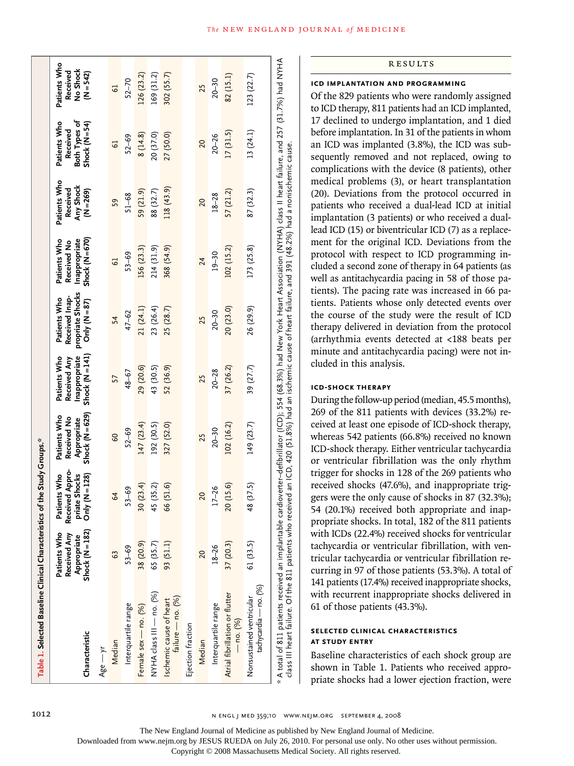**Table 1. Selected Baseline Clinical Characteristics of the Study Groups.***

| Characteristic | Patients Who Received Any Appropriate Shock (N=182) | Patients Who Received Appropriate Shocks Only (N=128) | Patients Who Received No Appropriate Shock (N=629) | Patients Who Received Any Inappropriate Shock (N=141) | Patients Who Received Inappropriate Shocks Only (N=87) | Patients Who Received No Inappropriate Shock (N=670) | Patients Who Received Any Shock (N=269) | Patients Who Received Both Types of Shock (N=54) | Patients Who Received No Shock (N=542) |
|---|---|---|---|---|---|---|---|---|---|
| Age — yr | | | | | | | | | |
| Median | 63 | 64 | 60 | 57 | 54 | 61 | 59 | 61 | 61 |
| Interquartile range | 53–69 | 53–69 | 52–69 | 48–67 | 47–62 | 53–69 | 51–68 | 52–69 | 52–70 |
| Female sex — no. (%) | 38 (20.9) | 30 (23.4) | 147 (23.4) | 29 (20.6) | 21 (24.1) | 156 (23.3) | 59 (21.9) | 8 (14.8) | 126 (23.2) |
| NYHA class III — no. (%) | 65 (35.7) | 45 (35.2) | 192 (30.5) | 43 (30.5) | 23 (26.4) | 214 (31.9) | 88 (32.7) | 20 (37.0) | 169 (31.2) |
| Ischemic cause of heart failure — no. (%) | 93 (51.1) | 66 (51.6) | 327 (52.0) | 52 (36.9) | 25 (28.7) | 368 (54.9) | 118 (43.9) | 27 (50.0) | 302 (55.7) |
| Ejection fraction | | | | | | | | | |
| Median | 20 | 20 | 25 | 25 | 25 | 24 | 20 | 20 | 25 |
| Interquartile range | 18–26 | 17–26 | 20–30 | 20–28 | 20–30 | 19–30 | 18–28 | 20–26 | 20–30 |
| Atrial fibrillation or flutter — no. (%) | 37 (20.3) | 20 (15.6) | 102 (16.2) | 37 (26.2) | 20 (23.0) | 102 (15.2) | 57 (21.2) | 17 (31.5) | 82 (15.1) |
| Nonsustained ventricular tachycardia — no. (%) | 61 (33.5) | 48 (37.5) | 149 (23.7) | 39 (27.7) | 26 (29.9) | 173 (25.8) | 87 (32.3) | 13 (24.1) | 123 (22.7) |

\* A total of 811 patients received an implantable cardioverter–defibrillator (ICD); 554 (68.3%) had New York Heart Association (NYHA) class II heart failure, and 257 (31.7%) had NYHA class III heart failure. Of the 811 patients who received an ICD, 420 (51.8%) had an ischemic cause of heart failure, and 391 (48.2%) had a nonischemic cause.

## RESULTS

### ICD IMPLANTATION AND PROGRAMMING

Of the 829 patients who were randomly assigned to ICD therapy, 811 patients had an ICD implanted, 17 declined to undergo implantation, and 1 died before implantation. In 31 of the patients in whom an ICD was implanted (3.8%), the ICD was subsequently removed and not replaced, owing to complications with the device (8 patients), other medical problems (3), or heart transplantation (20). Deviations from the protocol occurred in patients who received a dual-lead ICD at initial implantation (3 patients) or who received a dual-lead ICD (15) or biventricular ICD (7) as a replacement for the original ICD. Deviations from the protocol with respect to ICD programming included a second zone of therapy in 64 patients (as well as antitachycardia pacing in 58 of those patients). The pacing rate was increased in 66 patients. Patients whose only detected events over the course of the study were the result of ICD therapy delivered in deviation from the protocol (arrhythmia events detected at <188 beats per minute and antitachycardia pacing) were not included in this analysis.

### ICD-SHOCK THERAPY

During the follow-up period (median, 45.5 months), 269 of the 811 patients with devices (33.2%) received at least one episode of ICD-shock therapy, whereas 542 patients (66.8%) received no known ICD-shock therapy. Either ventricular tachycardia or ventricular fibrillation was the only rhythm trigger for shocks in 128 of the 269 patients who received shocks (47.6%), and inappropriate triggers were the only cause of shocks in 87 (32.3%); 54 (20.1%) received both appropriate and inappropriate shocks. In total, 182 of the 811 patients with ICDs (22.4%) received shocks for ventricular tachycardia or ventricular fibrillation, with ventricular tachycardia or ventricular fibrillation recurring in 97 of those patients (53.3%). A total of 141 patients (17.4%) received inappropriate shocks, with recurrent inappropriate shocks delivered in 61 of those patients (43.3%).

### SELECTED CLINICAL CHARACTERISTICS AT STUDY ENTRY

Baseline characteristics of each shock group are shown in Table 1. Patients who received appropriate shocks had a lower ejection fraction, were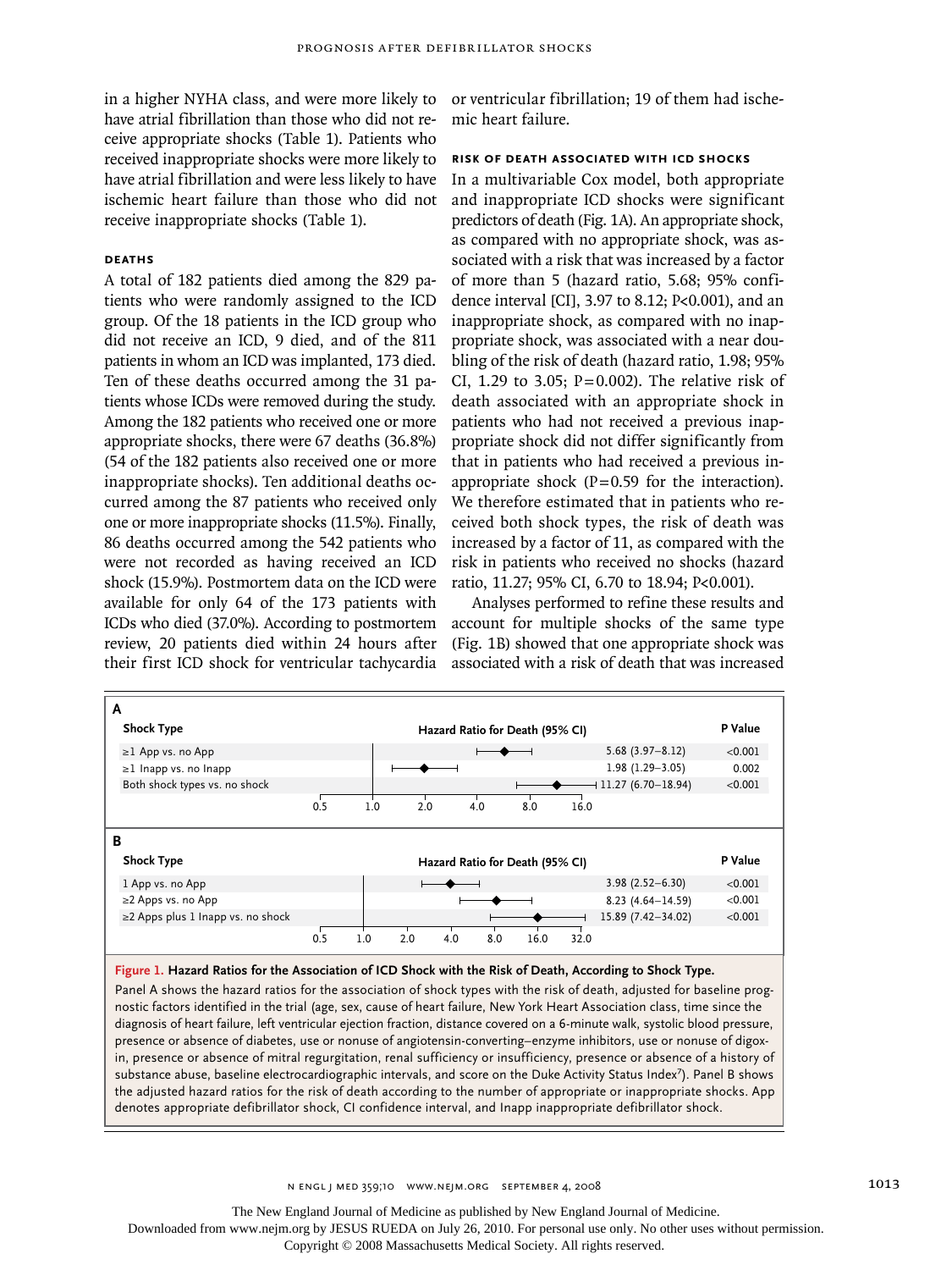in a higher NYHA class, and were more likely to have atrial fibrillation than those who did not receive appropriate shocks (Table 1). Patients who received inappropriate shocks were more likely to have atrial fibrillation and were less likely to have ischemic heart failure than those who did not receive inappropriate shocks (Table 1).

### DEATHS

A total of 182 patients died among the 829 patients who were randomly assigned to the ICD group. Of the 18 patients in the ICD group who did not receive an ICD, 9 died, and of the 811 patients in whom an ICD was implanted, 173 died. Ten of these deaths occurred among the 31 patients whose ICDs were removed during the study. Among the 182 patients who received one or more appropriate shocks, there were 67 deaths (36.8%) (54 of the 182 patients also received one or more inappropriate shocks). Ten additional deaths occurred among the 87 patients who received only one or more inappropriate shocks (11.5%). Finally, 86 deaths occurred among the 542 patients who were not recorded as having received an ICD shock (15.9%). Postmortem data on the ICD were available for only 64 of the 173 patients with ICDs who died (37.0%). According to postmortem review, 20 patients died within 24 hours after their first ICD shock for ventricular tachycardia or ventricular fibrillation; 19 of them had ischemic heart failure.

### RISK OF DEATH ASSOCIATED WITH ICD SHOCKS

In a multivariable Cox model, both appropriate and inappropriate ICD shocks were significant predictors of death (Fig. 1A). An appropriate shock, as compared with no appropriate shock, was associated with a risk that was increased by a factor of more than 5 (hazard ratio, 5.68; 95% confidence interval [CI], 3.97 to 8.12; P<0.001), and an inappropriate shock, as compared with no inappropriate shock, was associated with a near doubling of the risk of death (hazard ratio, 1.98; 95% CI, 1.29 to 3.05; P=0.002). The relative risk of death associated with an appropriate shock in patients who had not received a previous inappropriate shock did not differ significantly from that in patients who had received a previous inappropriate shock (P=0.59 for the interaction). We therefore estimated that in patients who received both shock types, the risk of death was increased by a factor of 11, as compared with the risk in patients who received no shocks (hazard ratio, 11.27; 95% CI, 6.70 to 18.94; P<0.001).

Analyses performed to refine these results and account for multiple shocks of the same type (Fig. 1B) showed that one appropriate shock was associated with a risk of death that was increased

**A**

| Shock Type | Hazard Ratio for Death (95% CI) | P Value |
|---|---|---|
| ≥1 App vs. no App | 5.68 (3.97–8.12) | <0.001 |
| ≥1 Inapp vs. no Inapp | 1.98 (1.29–3.05) | 0.002 |
| Both shock types vs. no shock | 11.27 (6.70–18.94) | <0.001 |

**B**

| Shock Type | Hazard Ratio for Death (95% CI) | P Value |
|---|---|---|
| 1 App vs. no App | 3.98 (2.52–6.30) | <0.001 |
| ≥2 Apps vs. no App | 8.23 (4.64–14.59) | <0.001 |
| ≥2 Apps plus 1 Inapp vs. no shock | 15.89 (7.42–34.02) | <0.001 |

**Figure 1. Hazard Ratios for the Association of ICD Shock with the Risk of Death, According to Shock Type.**

Panel A shows the hazard ratios for the association of shock types with the risk of death, adjusted for baseline prognostic factors identified in the trial (age, sex, cause of heart failure, New York Heart Association class, time since the diagnosis of heart failure, left ventricular ejection fraction, distance covered on a 6-minute walk, systolic blood pressure, presence or absence of diabetes, use or nonuse of angiotensin-converting–enzyme inhibitors, use or nonuse of digoxin, presence or absence of mitral regurgitation, renal sufficiency or insufficiency, presence or absence of a history of substance abuse, baseline electrocardiographic intervals, and score on the Duke Activity Status Index[7]). Panel B shows the adjusted hazard ratios for the risk of death according to the number of appropriate or inappropriate shocks. App denotes appropriate defibrillator shock, CI confidence interval, and Inapp inappropriate defibrillator shock.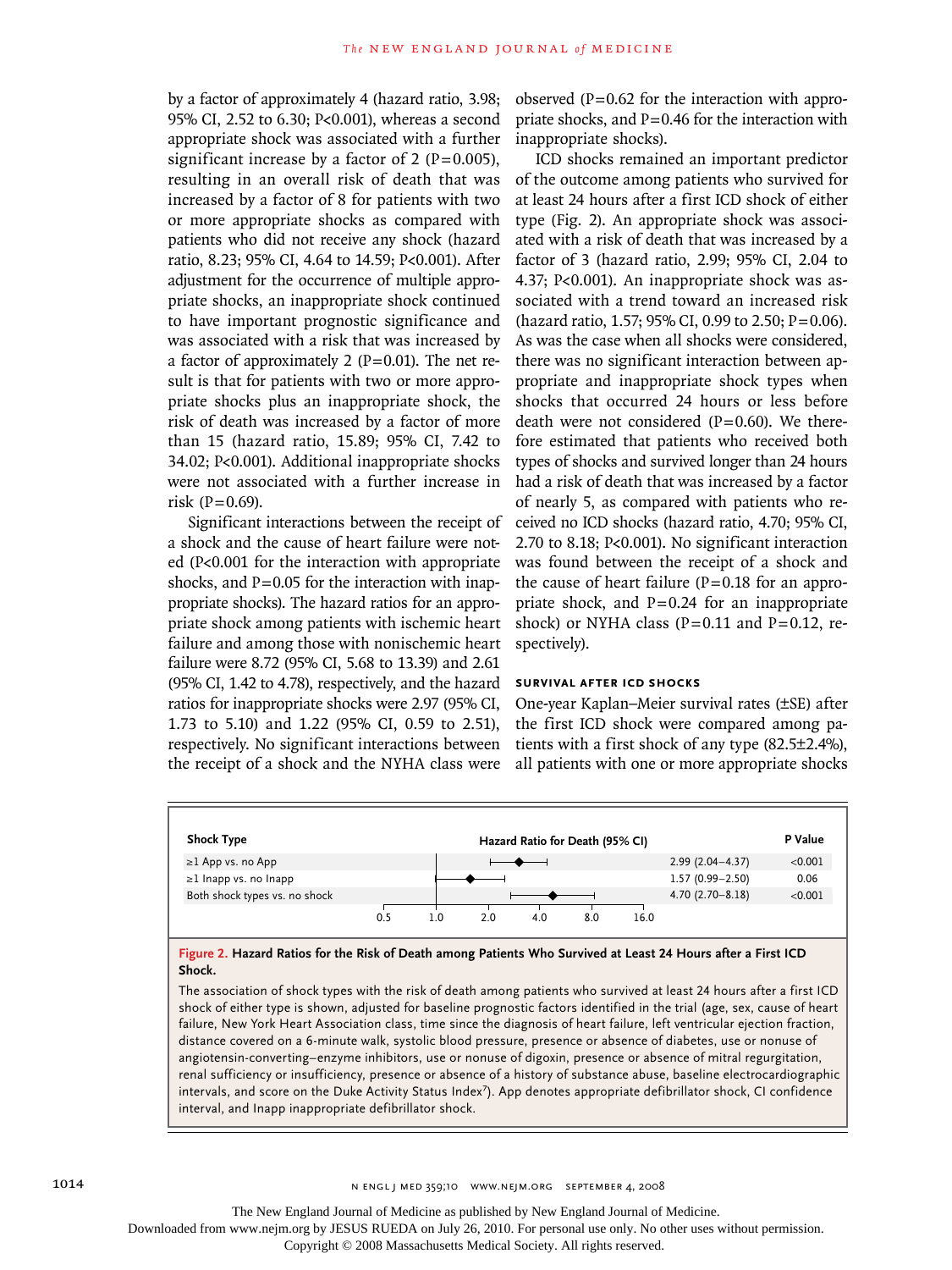by a factor of approximately 4 (hazard ratio, 3.98; 95% CI, 2.52 to 6.30; P<0.001), whereas a second appropriate shock was associated with a further significant increase by a factor of 2 (P=0.005), resulting in an overall risk of death that was increased by a factor of 8 for patients with two or more appropriate shocks as compared with patients who did not receive any shock (hazard ratio, 8.23; 95% CI, 4.64 to 14.59; P<0.001). After adjustment for the occurrence of multiple appropriate shocks, an inappropriate shock continued to have important prognostic significance and was associated with a risk that was increased by a factor of approximately 2 (P=0.01). The net result is that for patients with two or more appropriate shocks plus an inappropriate shock, the risk of death was increased by a factor of more than 15 (hazard ratio, 15.89; 95% CI, 7.42 to 34.02; P<0.001). Additional inappropriate shocks were not associated with a further increase in risk (P=0.69).

Significant interactions between the receipt of a shock and the cause of heart failure were noted (P<0.001 for the interaction with appropriate shocks, and P=0.05 for the interaction with inappropriate shocks). The hazard ratios for an appropriate shock among patients with ischemic heart failure and among those with nonischemic heart failure were 8.72 (95% CI, 5.68 to 13.39) and 2.61 (95% CI, 1.42 to 4.78), respectively, and the hazard ratios for inappropriate shocks were 2.97 (95% CI, 1.73 to 5.10) and 1.22 (95% CI, 0.59 to 2.51), respectively. No significant interactions between the receipt of a shock and the NYHA class were observed (P=0.62 for the interaction with appropriate shocks, and P=0.46 for the interaction with inappropriate shocks).

ICD shocks remained an important predictor of the outcome among patients who survived for at least 24 hours after a first ICD shock of either type (Fig. 2). An appropriate shock was associated with a risk of death that was increased by a factor of 3 (hazard ratio, 2.99; 95% CI, 2.04 to 4.37; P<0.001). An inappropriate shock was associated with a trend toward an increased risk (hazard ratio, 1.57; 95% CI, 0.99 to 2.50; P=0.06). As was the case when all shocks were considered, there was no significant interaction between appropriate and inappropriate shock types when shocks that occurred 24 hours or less before death were not considered (P=0.60). We therefore estimated that patients who received both types of shocks and survived longer than 24 hours had a risk of death that was increased by a factor of nearly 5, as compared with patients who received no ICD shocks (hazard ratio, 4.70; 95% CI, 2.70 to 8.18; P<0.001). No significant interaction was found between the receipt of a shock and the cause of heart failure (P=0.18 for an appropriate shock, and P=0.24 for an inappropriate shock) or NYHA class (P=0.11 and P=0.12, respectively).

### SURVIVAL AFTER ICD SHOCKS

One-year Kaplan–Meier survival rates (±SE) after the first ICD shock were compared among patients with a first shock of any type (82.5±2.4%), all patients with one or more appropriate shocks

| Shock Type | Hazard Ratio for Death (95% CI) | P Value |
|---|---|---|
| ≥1 App vs. no App | 2.99 (2.04–4.37) | <0.001 |
| ≥1 Inapp vs. no Inapp | 1.57 (0.99–2.50) | 0.06 |
| Both shock types vs. no shock | 4.70 (2.70–8.18) | <0.001 |

**Figure 2. Hazard Ratios for the Risk of Death among Patients Who Survived at Least 24 Hours after a First ICD Shock.**

The association of shock types with the risk of death among patients who survived at least 24 hours after a first ICD shock of either type is shown, adjusted for baseline prognostic factors identified in the trial (age, sex, cause of heart failure, New York Heart Association class, time since the diagnosis of heart failure, left ventricular ejection fraction, distance covered on a 6-minute walk, systolic blood pressure, presence or absence of diabetes, use or nonuse of angiotensin-converting–enzyme inhibitors, use or nonuse of digoxin, presence or absence of mitral regurgitation, renal sufficiency or insufficiency, presence or absence of a history of substance abuse, baseline electrocardiographic intervals, and score on the Duke Activity Status Index[7]). App denotes appropriate defibrillator shock, CI confidence interval, and Inapp inappropriate defibrillator shock.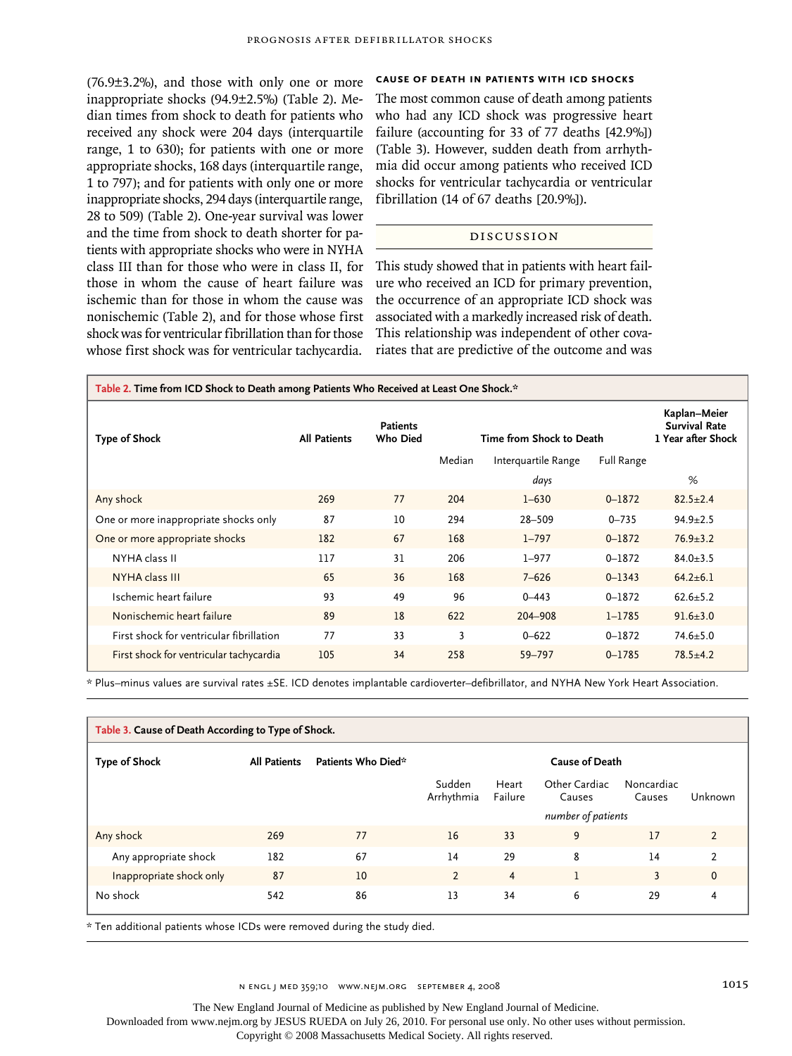(76.9±3.2%), and those with only one or more inappropriate shocks (94.9±2.5%) (Table 2). Median times from shock to death for patients who received any shock were 204 days (interquartile range, 1 to 630); for patients with one or more appropriate shocks, 168 days (interquartile range, 1 to 797); and for patients with only one or more inappropriate shocks, 294 days (interquartile range, 28 to 509) (Table 2). One-year survival was lower and the time from shock to death shorter for patients with appropriate shocks who were in NYHA class III than for those who were in class II, for those in whom the cause of heart failure was ischemic than for those in whom the cause was nonischemic (Table 2), and for those whose first shock was for ventricular fibrillation than for those whose first shock was for ventricular tachycardia.

### CAUSE OF DEATH IN PATIENTS WITH ICD SHOCKS

The most common cause of death among patients who had any ICD shock was progressive heart failure (accounting for 33 of 77 deaths [42.9%]) (Table 3). However, sudden death from arrhythmia did occur among patients who received ICD shocks for ventricular tachycardia or ventricular fibrillation (14 of 67 deaths [20.9%]).

## DISCUSSION

This study showed that in patients with heart failure who received an ICD for primary prevention, the occurrence of an appropriate ICD shock was associated with a markedly increased risk of death. This relationship was independent of other covariates that are predictive of the outcome and was

**Table 2. Time from ICD Shock to Death among Patients Who Received at Least One Shock.***

| Type of Shock | All Patients | Patients Who Died | Time from Shock to Death | | | Kaplan–Meier Survival Rate 1 Year after Shock |
|---|---|---|---|---|---|---|
| | | | Median | Interquartile Range | Full Range | |
| | | | | *days* | | % |
| Any shock | 269 | 77 | 204 | 1–630 | 0–1872 | 82.5±2.4 |
| One or more inappropriate shocks only | 87 | 10 | 294 | 28–509 | 0–735 | 94.9±2.5 |
| One or more appropriate shocks | 182 | 67 | 168 | 1–797 | 0–1872 | 76.9±3.2 |
| NYHA class II | 117 | 31 | 206 | 1–977 | 0–1872 | 84.0±3.5 |
| NYHA class III | 65 | 36 | 168 | 7–626 | 0–1343 | 64.2±6.1 |
| Ischemic heart failure | 93 | 49 | 96 | 0–443 | 0–1872 | 62.6±5.2 |
| Nonischemic heart failure | 89 | 18 | 622 | 204–908 | 1–1785 | 91.6±3.0 |
| First shock for ventricular fibrillation | 77 | 33 | 3 | 0–622 | 0–1872 | 74.6±5.0 |
| First shock for ventricular tachycardia | 105 | 34 | 258 | 59–797 | 0–1785 | 78.5±4.2 |

* Plus–minus values are survival rates ±SE. ICD denotes implantable cardioverter–defibrillator, and NYHA New York Heart Association.

**Table 3. Cause of Death According to Type of Shock.**

| Type of Shock | All Patients | Patients Who Died* | Cause of Death | | | | |
|---|---|---|---|---|---|---|---|
| | | | Sudden Arrhythmia | Heart Failure | Other Cardiac Causes | Noncardiac Causes | Unknown |
| | | | *number of patients* | | | | |
| Any shock | 269 | 77 | 16 | 33 | 9 | 17 | 2 |
| Any appropriate shock | 182 | 67 | 14 | 29 | 8 | 14 | 2 |
| Inappropriate shock only | 87 | 10 | 2 | 4 | 1 | 3 | 0 |
| No shock | 542 | 86 | 13 | 34 | 6 | 29 | 4 |

* Ten additional patients whose ICDs were removed during the study died.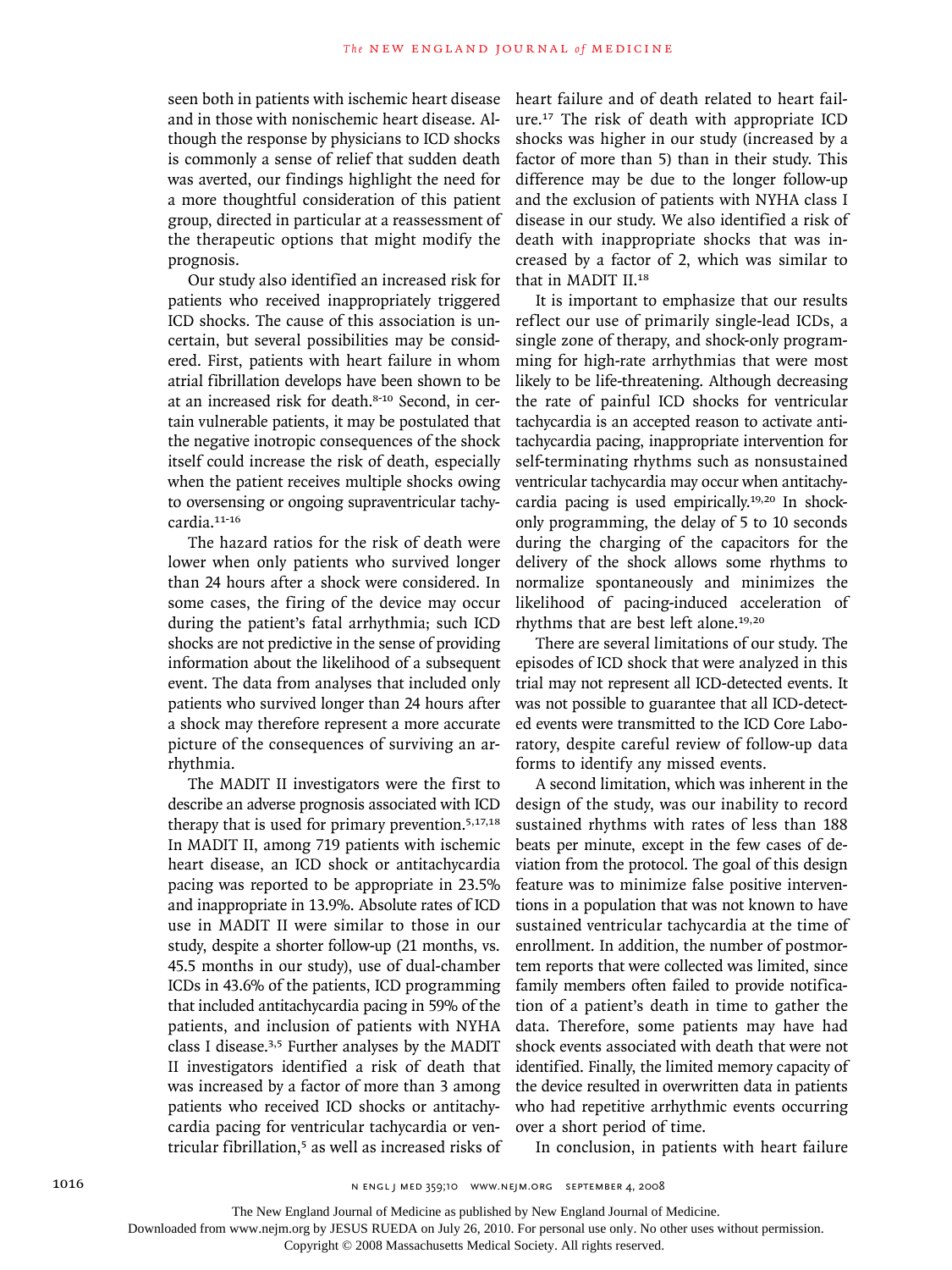seen both in patients with ischemic heart disease and in those with nonischemic heart disease. Although the response by physicians to ICD shocks is commonly a sense of relief that sudden death was averted, our findings highlight the need for a more thoughtful consideration of this patient group, directed in particular at a reassessment of the therapeutic options that might modify the prognosis.

Our study also identified an increased risk for patients who received inappropriately triggered ICD shocks. The cause of this association is uncertain, but several possibilities may be considered. First, patients with heart failure in whom atrial fibrillation develops have been shown to be at an increased risk for death.[8-10] Second, in certain vulnerable patients, it may be postulated that the negative inotropic consequences of the shock itself could increase the risk of death, especially when the patient receives multiple shocks owing to oversensing or ongoing supraventricular tachycardia.[11-16]

The hazard ratios for the risk of death were lower when only patients who survived longer than 24 hours after a shock were considered. In some cases, the firing of the device may occur during the patient's fatal arrhythmia; such ICD shocks are not predictive in the sense of providing information about the likelihood of a subsequent event. The data from analyses that included only patients who survived longer than 24 hours after a shock may therefore represent a more accurate picture of the consequences of surviving an arrhythmia.

The MADIT II investigators were the first to describe an adverse prognosis associated with ICD therapy that is used for primary prevention.[5,17,18] In MADIT II, among 719 patients with ischemic heart disease, an ICD shock or antitachycardia pacing was reported to be appropriate in 23.5% and inappropriate in 13.9%. Absolute rates of ICD use in MADIT II were similar to those in our study, despite a shorter follow-up (21 months, vs. 45.5 months in our study), use of dual-chamber ICDs in 43.6% of the patients, ICD programming that included antitachycardia pacing in 59% of the patients, and inclusion of patients with NYHA class I disease.[3,5] Further analyses by the MADIT II investigators identified a risk of death that was increased by a factor of more than 3 among patients who received ICD shocks or antitachycardia pacing for ventricular tachycardia or ventricular fibrillation,[5] as well as increased risks of heart failure and of death related to heart failure.[17] The risk of death with appropriate ICD shocks was higher in our study (increased by a factor of more than 5) than in their study. This difference may be due to the longer follow-up and the exclusion of patients with NYHA class I disease in our study. We also identified a risk of death with inappropriate shocks that was increased by a factor of 2, which was similar to that in MADIT II.[18]

It is important to emphasize that our results reflect our use of primarily single-lead ICDs, a single zone of therapy, and shock-only programming for high-rate arrhythmias that were most likely to be life-threatening. Although decreasing the rate of painful ICD shocks for ventricular tachycardia is an accepted reason to activate antitachycardia pacing, inappropriate intervention for self-terminating rhythms such as nonsustained ventricular tachycardia may occur when antitachycardia pacing is used empirically.[19,20] In shock-only programming, the delay of 5 to 10 seconds during the charging of the capacitors for the delivery of the shock allows some rhythms to normalize spontaneously and minimizes the likelihood of pacing-induced acceleration of rhythms that are best left alone.[19,20]

There are several limitations of our study. The episodes of ICD shock that were analyzed in this trial may not represent all ICD-detected events. It was not possible to guarantee that all ICD-detected events were transmitted to the ICD Core Laboratory, despite careful review of follow-up data forms to identify any missed events.

A second limitation, which was inherent in the design of the study, was our inability to record sustained rhythms with rates of less than 188 beats per minute, except in the few cases of deviation from the protocol. The goal of this design feature was to minimize false positive interventions in a population that was not known to have sustained ventricular tachycardia at the time of enrollment. In addition, the number of postmortem reports that were collected was limited, since family members often failed to provide notification of a patient's death in time to gather the data. Therefore, some patients may have had shock events associated with death that were not identified. Finally, the limited memory capacity of the device resulted in overwritten data in patients who had repetitive arrhythmic events occurring over a short period of time.

In conclusion, in patients with heart failure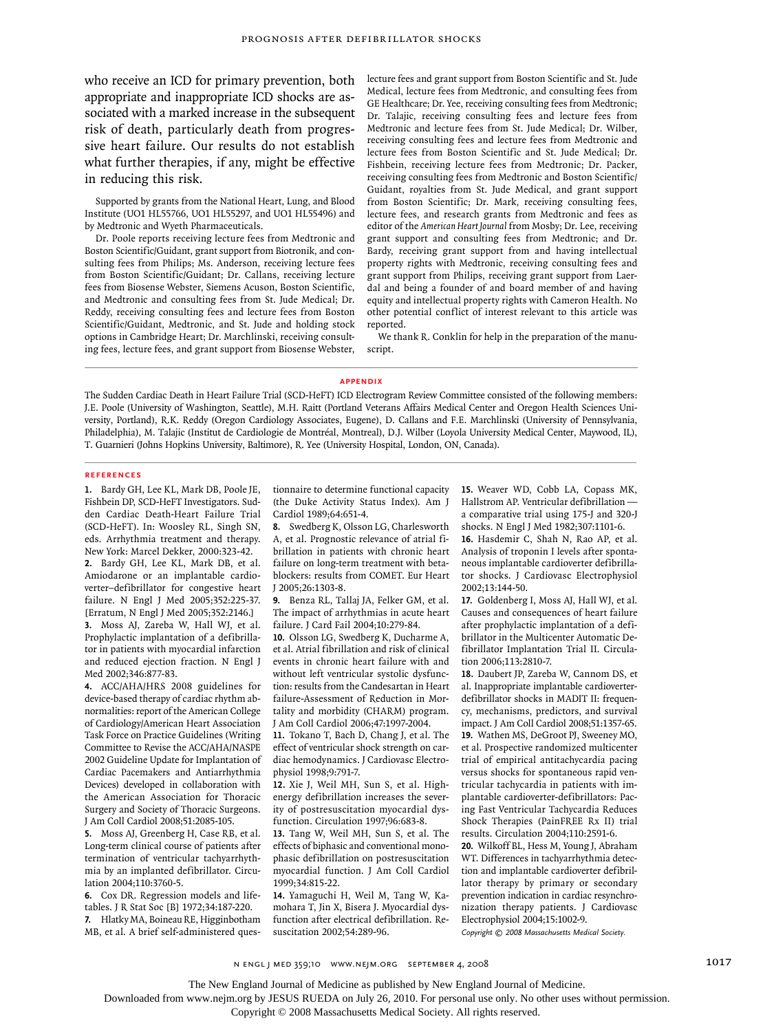who receive an ICD for primary prevention, both appropriate and inappropriate ICD shocks are associated with a marked increase in the subsequent risk of death, particularly death from progressive heart failure. Our results do not establish what further therapies, if any, might be effective in reducing this risk.

Supported by grants from the National Heart, Lung, and Blood Institute (UO1 HL55766, UO1 HL55297, and UO1 HL55496) and by Medtronic and Wyeth Pharmaceuticals.

Dr. Poole reports receiving lecture fees from Medtronic and Boston Scientific/Guidant, grant support from Biotronik, and consulting fees from Philips; Ms. Anderson, receiving lecture fees from Boston Scientific/Guidant; Dr. Callans, receiving lecture fees from Biosense Webster, Siemens Acuson, Boston Scientific, and Medtronic and consulting fees from St. Jude Medical; Dr. Reddy, receiving consulting fees and lecture fees from Boston Scientific/Guidant, Medtronic, and St. Jude and holding stock options in Cambridge Heart; Dr. Marchlinski, receiving consulting fees, lecture fees, and grant support from Biosense Webster, lecture fees and grant support from Boston Scientific and St. Jude Medical, lecture fees from Medtronic, and consulting fees from GE Healthcare; Dr. Yee, receiving consulting fees from Medtronic; Dr. Talajic, receiving consulting fees and lecture fees from Medtronic and lecture fees from St. Jude Medical; Dr. Wilber, receiving consulting fees and lecture fees from Medtronic and lecture fees from Boston Scientific and St. Jude Medical; Dr. Fishbein, receiving lecture fees from Medtronic; Dr. Packer, receiving consulting fees from Medtronic and Boston Scientific/Guidant, royalties from St. Jude Medical, and grant support from Boston Scientific; Dr. Mark, receiving consulting fees, lecture fees, and research grants from Medtronic and fees as editor of the *American Heart Journal* from Mosby; Dr. Lee, receiving grant support and consulting fees from Medtronic; and Dr. Bardy, receiving grant support from and having intellectual property rights with Medtronic, receiving consulting fees and grant support from Philips, receiving grant support from Laerdal and being a founder of and board member of and having equity and intellectual property rights with Cameron Health. No other potential conflict of interest relevant to this article was reported.

We thank R. Conklin for help in the preparation of the manuscript.

## APPENDIX

The Sudden Cardiac Death in Heart Failure Trial (SCD-HeFT) ICD Electrogram Review Committee consisted of the following members: J.E. Poole (University of Washington, Seattle), M.H. Raitt (Portland Veterans Affairs Medical Center and Oregon Health Sciences University, Portland), R.K. Reddy (Oregon Cardiology Associates, Eugene), D. Callans and F.E. Marchlinski (University of Pennsylvania, Philadelphia), M. Talajic (Institut de Cardiologie de Montréal, Montreal), D.J. Wilber (Loyola University Medical Center, Maywood, IL), T. Guarnieri (Johns Hopkins University, Baltimore), R. Yee (University Hospital, London, ON, Canada).

## REFERENCES

1. Bardy GH, Lee KL, Mark DB, Poole JE, Fishbein DP, SCD-HeFT Investigators. Sudden Cardiac Death-Heart Failure Trial (SCD-HeFT). In: Woosley RL, Singh SN, eds. Arrhythmia treatment and therapy. New York: Marcel Dekker, 2000:323-42.
2. Bardy GH, Lee KL, Mark DB, et al. Amiodarone or an implantable cardioverter–defibrillator for congestive heart failure. N Engl J Med 2005;352:225-37. [Erratum, N Engl J Med 2005;352:2146.]
3. Moss AJ, Zareba W, Hall WJ, et al. Prophylactic implantation of a defibrillator in patients with myocardial infarction and reduced ejection fraction. N Engl J Med 2002;346:877-83.
4. ACC/AHA/HRS 2008 guidelines for device-based therapy of cardiac rhythm abnormalities: report of the American College of Cardiology/American Heart Association Task Force on Practice Guidelines (Writing Committee to Revise the ACC/AHA/NASPE 2002 Guideline Update for Implantation of Cardiac Pacemakers and Antiarrhythmia Devices) developed in collaboration with the American Association for Thoracic Surgery and Society of Thoracic Surgeons. J Am Coll Cardiol 2008;51:2085-105.
5. Moss AJ, Greenberg H, Case RB, et al. Long-term clinical course of patients after termination of ventricular tachyarrhythmia by an implanted defibrillator. Circulation 2004;110:3760-5.
6. Cox DR. Regression models and life-tables. J R Stat Soc [B] 1972;34:187-220.
7. Hlatky MA, Boineau RE, Higginbotham MB, et al. A brief self-administered questionnaire to determine functional capacity (the Duke Activity Status Index). Am J Cardiol 1989;64:651-4.
8. Swedberg K, Olsson LG, Charlesworth A, et al. Prognostic relevance of atrial fibrillation in patients with chronic heart failure on long-term treatment with beta-blockers: results from COMET. Eur Heart J 2005;26:1303-8.
9. Benza RL, Tallaj JA, Felker GM, et al. The impact of arrhythmias in acute heart failure. J Card Fail 2004;10:279-84.
10. Olsson LG, Swedberg K, Ducharme A, et al. Atrial fibrillation and risk of clinical events in chronic heart failure with and without left ventricular systolic dysfunction: results from the Candesartan in Heart failure-Assessment of Reduction in Mortality and morbidity (CHARM) program. J Am Coll Cardiol 2006;47:1997-2004.
11. Tokano T, Bach D, Chang J, et al. The effect of ventricular shock strength on cardiac hemodynamics. J Cardiovasc Electrophysiol 1998;9:791-7.
12. Xie J, Weil MH, Sun S, et al. High-energy defibrillation increases the severity of postresuscitation myocardial dysfunction. Circulation 1997;96:683-8.
13. Tang W, Weil MH, Sun S, et al. The effects of biphasic and conventional monophasic defibrillation on postresuscitation myocardial function. J Am Coll Cardiol 1999;34:815-22.
14. Yamaguchi H, Weil M, Tang W, Kamohara T, Jin X, Bisera J. Myocardial dysfunction after electrical defibrillation. Resuscitation 2002;54:289-96.
15. Weaver WD, Cobb LA, Copass MK, Hallstrom AP. Ventricular defibrillation — a comparative trial using 175-J and 320-J shocks. N Engl J Med 1982;307:1101-6.
16. Hasdemir C, Shah N, Rao AP, et al. Analysis of troponin I levels after spontaneous implantable cardioverter defibrillator shocks. J Cardiovasc Electrophysiol 2002;13:144-50.
17. Goldenberg I, Moss AJ, Hall WJ, et al. Causes and consequences of heart failure after prophylactic implantation of a defibrillator in the Multicenter Automatic Defibrillator Implantation Trial II. Circulation 2006;113:2810-7.
18. Daubert JP, Zareba W, Cannom DS, et al. Inappropriate implantable cardioverter-defibrillator shocks in MADIT II: frequency, mechanisms, predictors, and survival impact. J Am Coll Cardiol 2008;51:1357-65.
19. Wathen MS, DeGroot PJ, Sweeney MO, et al. Prospective randomized multicenter trial of empirical antitachycardia pacing versus shocks for spontaneous rapid ventricular tachycardia in patients with implantable cardioverter-defibrillators: Pacing Fast Ventricular Tachycardia Reduces Shock Therapies (PainFREE Rx II) trial results. Circulation 2004;110:2591-6.
20. Wilkoff BL, Hess M, Young J, Abraham WT. Differences in tachyarrhythmia detection and implantable cardioverter defibrillator therapy by primary or secondary prevention indication in cardiac resynchronization therapy patients. J Cardiovasc Electrophysiol 2004;15:1002-9.

*Copyright © 2008 Massachusetts Medical Society.*